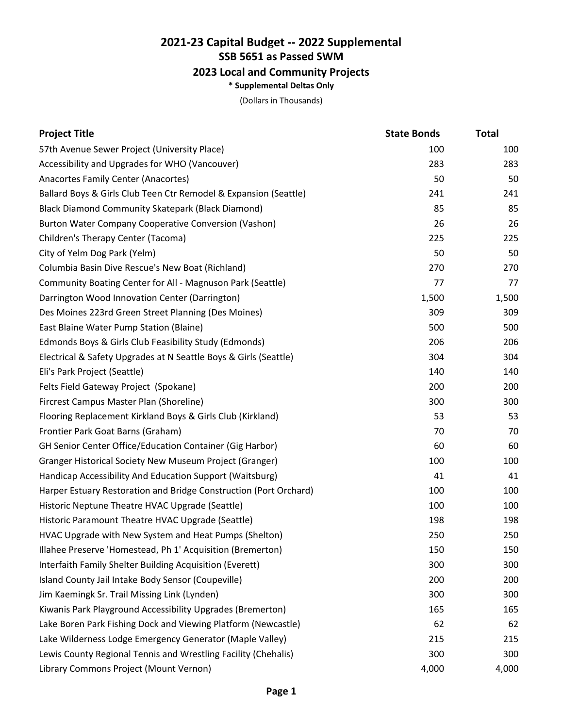# 2021-23 Capital Budget -- 2022 Supplemental

## SSB 5651 as Passed SWM

## 2023 Local and Community Projects

**\* Supplemental Deltas Only**

(Dollars in Thousands)

| Project Title | State Bonds | Total |
|---|---|---|
| 57th Avenue Sewer Project (University Place) | 100 | 100 |
| Accessibility and Upgrades for WHO (Vancouver) | 283 | 283 |
| Anacortes Family Center (Anacortes) | 50 | 50 |
| Ballard Boys & Girls Club Teen Ctr Remodel & Expansion (Seattle) | 241 | 241 |
| Black Diamond Community Skatepark (Black Diamond) | 85 | 85 |
| Burton Water Company Cooperative Conversion (Vashon) | 26 | 26 |
| Children's Therapy Center (Tacoma) | 225 | 225 |
| City of Yelm Dog Park (Yelm) | 50 | 50 |
| Columbia Basin Dive Rescue's New Boat (Richland) | 270 | 270 |
| Community Boating Center for All - Magnuson Park (Seattle) | 77 | 77 |
| Darrington Wood Innovation Center (Darrington) | 1,500 | 1,500 |
| Des Moines 223rd Green Street Planning (Des Moines) | 309 | 309 |
| East Blaine Water Pump Station (Blaine) | 500 | 500 |
| Edmonds Boys & Girls Club Feasibility Study (Edmonds) | 206 | 206 |
| Electrical & Safety Upgrades at N Seattle Boys & Girls (Seattle) | 304 | 304 |
| Eli's Park Project (Seattle) | 140 | 140 |
| Felts Field Gateway Project (Spokane) | 200 | 200 |
| Fircrest Campus Master Plan (Shoreline) | 300 | 300 |
| Flooring Replacement Kirkland Boys & Girls Club (Kirkland) | 53 | 53 |
| Frontier Park Goat Barns (Graham) | 70 | 70 |
| GH Senior Center Office/Education Container (Gig Harbor) | 60 | 60 |
| Granger Historical Society New Museum Project (Granger) | 100 | 100 |
| Handicap Accessibility And Education Support (Waitsburg) | 41 | 41 |
| Harper Estuary Restoration and Bridge Construction (Port Orchard) | 100 | 100 |
| Historic Neptune Theatre HVAC Upgrade (Seattle) | 100 | 100 |
| Historic Paramount Theatre HVAC Upgrade (Seattle) | 198 | 198 |
| HVAC Upgrade with New System and Heat Pumps (Shelton) | 250 | 250 |
| Illahee Preserve 'Homestead, Ph 1' Acquisition (Bremerton) | 150 | 150 |
| Interfaith Family Shelter Building Acquisition (Everett) | 300 | 300 |
| Island County Jail Intake Body Sensor (Coupeville) | 200 | 200 |
| Jim Kaemingk Sr. Trail Missing Link (Lynden) | 300 | 300 |
| Kiwanis Park Playground Accessibility Upgrades (Bremerton) | 165 | 165 |
| Lake Boren Park Fishing Dock and Viewing Platform (Newcastle) | 62 | 62 |
| Lake Wilderness Lodge Emergency Generator (Maple Valley) | 215 | 215 |
| Lewis County Regional Tennis and Wrestling Facility (Chehalis) | 300 | 300 |
| Library Commons Project (Mount Vernon) | 4,000 | 4,000 |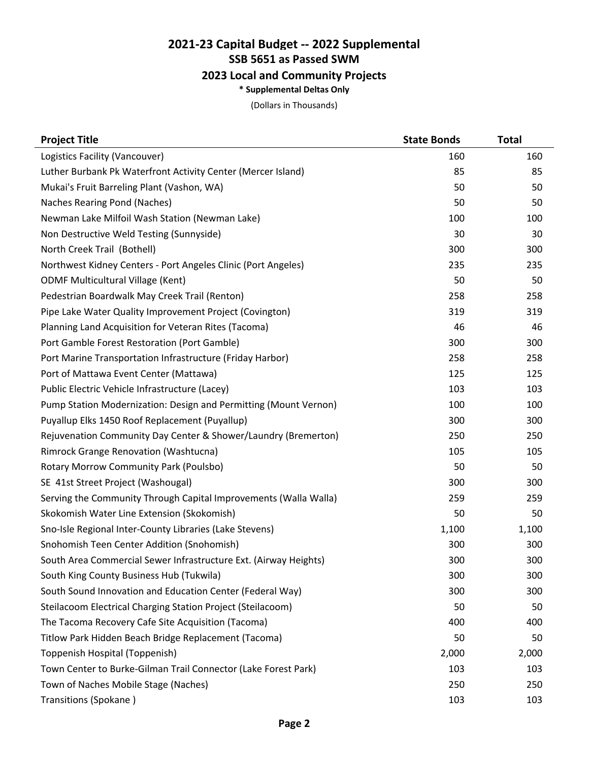## 2021-23 Capital Budget -- 2022 Supplemental

### SSB 5651 as Passed SWM

### 2023 Local and Community Projects

**\* Supplemental Deltas Only**

(Dollars in Thousands)

| Project Title | State Bonds | Total |
|---|---|---|
| Logistics Facility (Vancouver) | 160 | 160 |
| Luther Burbank Pk Waterfront Activity Center (Mercer Island) | 85 | 85 |
| Mukai's Fruit Barreling Plant (Vashon, WA) | 50 | 50 |
| Naches Rearing Pond (Naches) | 50 | 50 |
| Newman Lake Milfoil Wash Station (Newman Lake) | 100 | 100 |
| Non Destructive Weld Testing (Sunnyside) | 30 | 30 |
| North Creek Trail (Bothell) | 300 | 300 |
| Northwest Kidney Centers - Port Angeles Clinic (Port Angeles) | 235 | 235 |
| ODMF Multicultural Village (Kent) | 50 | 50 |
| Pedestrian Boardwalk May Creek Trail (Renton) | 258 | 258 |
| Pipe Lake Water Quality Improvement Project (Covington) | 319 | 319 |
| Planning Land Acquisition for Veteran Rites (Tacoma) | 46 | 46 |
| Port Gamble Forest Restoration (Port Gamble) | 300 | 300 |
| Port Marine Transportation Infrastructure (Friday Harbor) | 258 | 258 |
| Port of Mattawa Event Center (Mattawa) | 125 | 125 |
| Public Electric Vehicle Infrastructure (Lacey) | 103 | 103 |
| Pump Station Modernization: Design and Permitting (Mount Vernon) | 100 | 100 |
| Puyallup Elks 1450 Roof Replacement (Puyallup) | 300 | 300 |
| Rejuvenation Community Day Center & Shower/Laundry (Bremerton) | 250 | 250 |
| Rimrock Grange Renovation (Washtucna) | 105 | 105 |
| Rotary Morrow Community Park (Poulsbo) | 50 | 50 |
| SE 41st Street Project (Washougal) | 300 | 300 |
| Serving the Community Through Capital Improvements (Walla Walla) | 259 | 259 |
| Skokomish Water Line Extension (Skokomish) | 50 | 50 |
| Sno-Isle Regional Inter-County Libraries (Lake Stevens) | 1,100 | 1,100 |
| Snohomish Teen Center Addition (Snohomish) | 300 | 300 |
| South Area Commercial Sewer Infrastructure Ext. (Airway Heights) | 300 | 300 |
| South King County Business Hub (Tukwila) | 300 | 300 |
| South Sound Innovation and Education Center (Federal Way) | 300 | 300 |
| Steilacoom Electrical Charging Station Project (Steilacoom) | 50 | 50 |
| The Tacoma Recovery Cafe Site Acquisition (Tacoma) | 400 | 400 |
| Titlow Park Hidden Beach Bridge Replacement (Tacoma) | 50 | 50 |
| Toppenish Hospital (Toppenish) | 2,000 | 2,000 |
| Town Center to Burke-Gilman Trail Connector (Lake Forest Park) | 103 | 103 |
| Town of Naches Mobile Stage (Naches) | 250 | 250 |
| Transitions (Spokane ) | 103 | 103 |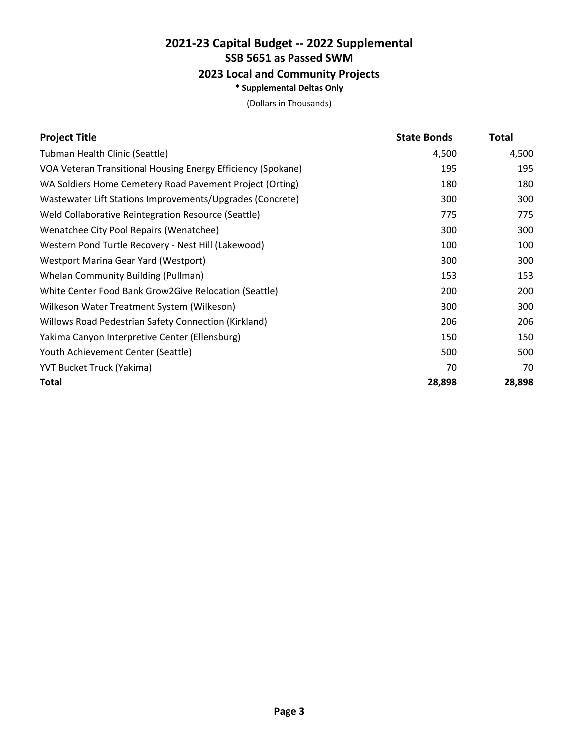## 2021-23 Capital Budget -- 2022 Supplemental
### SSB 5651 as Passed SWM
### 2023 Local and Community Projects
**\* Supplemental Deltas Only**

(Dollars in Thousands)

| Project Title | State Bonds | Total |
|---|---|---|
| Tubman Health Clinic (Seattle) | 4,500 | 4,500 |
| VOA Veteran Transitional Housing Energy Efficiency (Spokane) | 195 | 195 |
| WA Soldiers Home Cemetery Road Pavement Project (Orting) | 180 | 180 |
| Wastewater Lift Stations Improvements/Upgrades (Concrete) | 300 | 300 |
| Weld Collaborative Reintegration Resource (Seattle) | 775 | 775 |
| Wenatchee City Pool Repairs (Wenatchee) | 300 | 300 |
| Western Pond Turtle Recovery - Nest Hill (Lakewood) | 100 | 100 |
| Westport Marina Gear Yard (Westport) | 300 | 300 |
| Whelan Community Building (Pullman) | 153 | 153 |
| White Center Food Bank Grow2Give Relocation (Seattle) | 200 | 200 |
| Wilkeson Water Treatment System (Wilkeson) | 300 | 300 |
| Willows Road Pedestrian Safety Connection (Kirkland) | 206 | 206 |
| Yakima Canyon Interpretive Center (Ellensburg) | 150 | 150 |
| Youth Achievement Center (Seattle) | 500 | 500 |
| YVT Bucket Truck (Yakima) | 70 | 70 |
| **Total** | **28,898** | **28,898** |